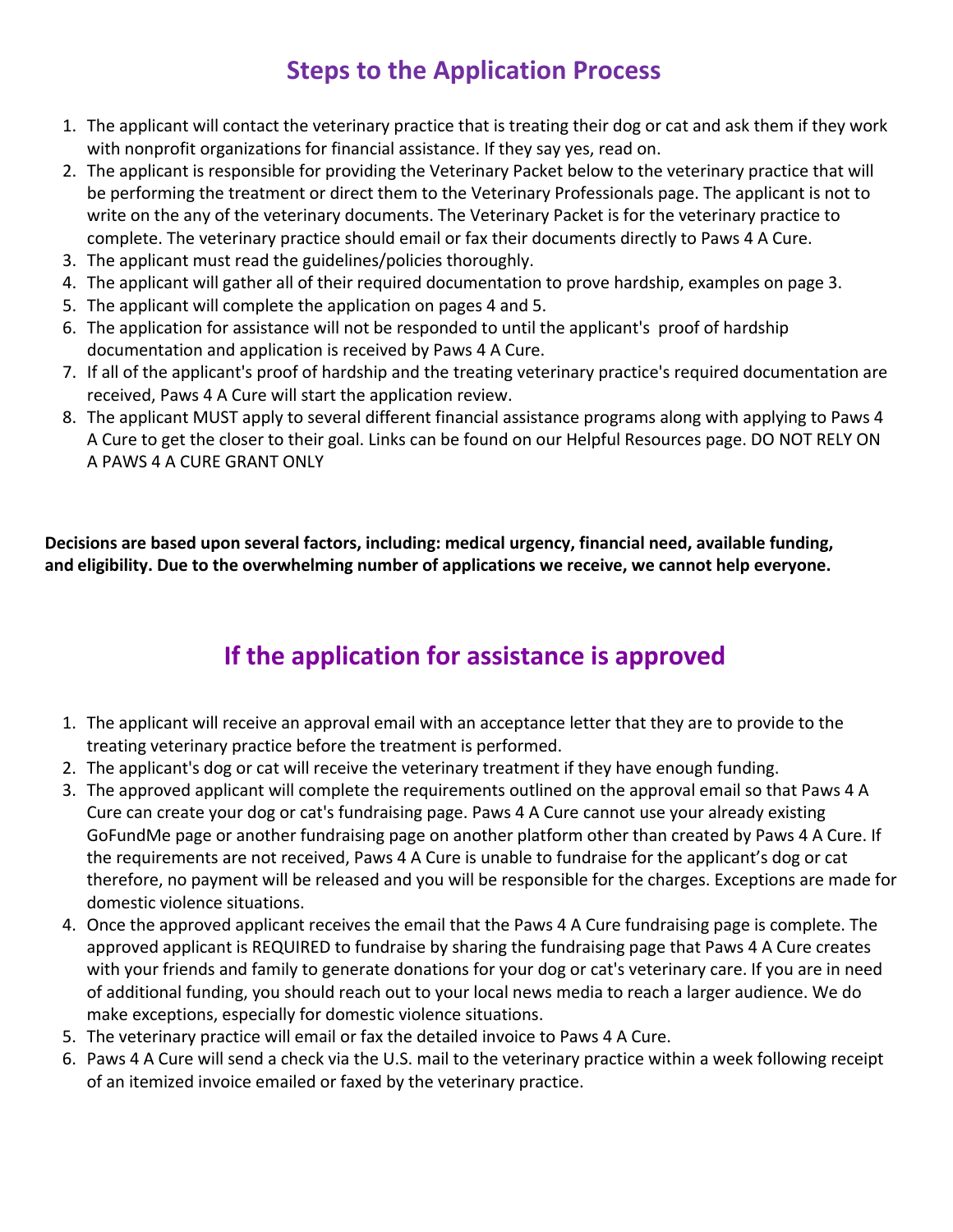## Steps to the Application Process

1. The applicant will contact the veterinary practice that is treating their dog or cat and ask them if they work with nonprofit organizations for financial assistance. If they say yes, read on.
2. The applicant is responsible for providing the Veterinary Packet below to the veterinary practice that will be performing the treatment or direct them to the Veterinary Professionals page. The applicant is not to write on the any of the veterinary documents. The Veterinary Packet is for the veterinary practice to complete. The veterinary practice should email or fax their documents directly to Paws 4 A Cure.
3. The applicant must read the guidelines/policies thoroughly.
4. The applicant will gather all of their required documentation to prove hardship, examples on page 3.
5. The applicant will complete the application on pages 4 and 5.
6. The application for assistance will not be responded to until the applicant's proof of hardship documentation and application is received by Paws 4 A Cure.
7. If all of the applicant's proof of hardship and the treating veterinary practice's required documentation are received, Paws 4 A Cure will start the application review.
8. The applicant MUST apply to several different financial assistance programs along with applying to Paws 4 A Cure to get the closer to their goal. Links can be found on our Helpful Resources page. DO NOT RELY ON A PAWS 4 A CURE GRANT ONLY

**Decisions are based upon several factors, including: medical urgency, financial need, available funding, and eligibility. Due to the overwhelming number of applications we receive, we cannot help everyone.**

## If the application for assistance is approved

1. The applicant will receive an approval email with an acceptance letter that they are to provide to the treating veterinary practice before the treatment is performed.
2. The applicant's dog or cat will receive the veterinary treatment if they have enough funding.
3. The approved applicant will complete the requirements outlined on the approval email so that Paws 4 A Cure can create your dog or cat's fundraising page. Paws 4 A Cure cannot use your already existing GoFundMe page or another fundraising page on another platform other than created by Paws 4 A Cure. If the requirements are not received, Paws 4 A Cure is unable to fundraise for the applicant's dog or cat therefore, no payment will be released and you will be responsible for the charges. Exceptions are made for domestic violence situations.
4. Once the approved applicant receives the email that the Paws 4 A Cure fundraising page is complete. The approved applicant is REQUIRED to fundraise by sharing the fundraising page that Paws 4 A Cure creates with your friends and family to generate donations for your dog or cat's veterinary care. If you are in need of additional funding, you should reach out to your local news media to reach a larger audience. We do make exceptions, especially for domestic violence situations.
5. The veterinary practice will email or fax the detailed invoice to Paws 4 A Cure.
6. Paws 4 A Cure will send a check via the U.S. mail to the veterinary practice within a week following receipt of an itemized invoice emailed or faxed by the veterinary practice.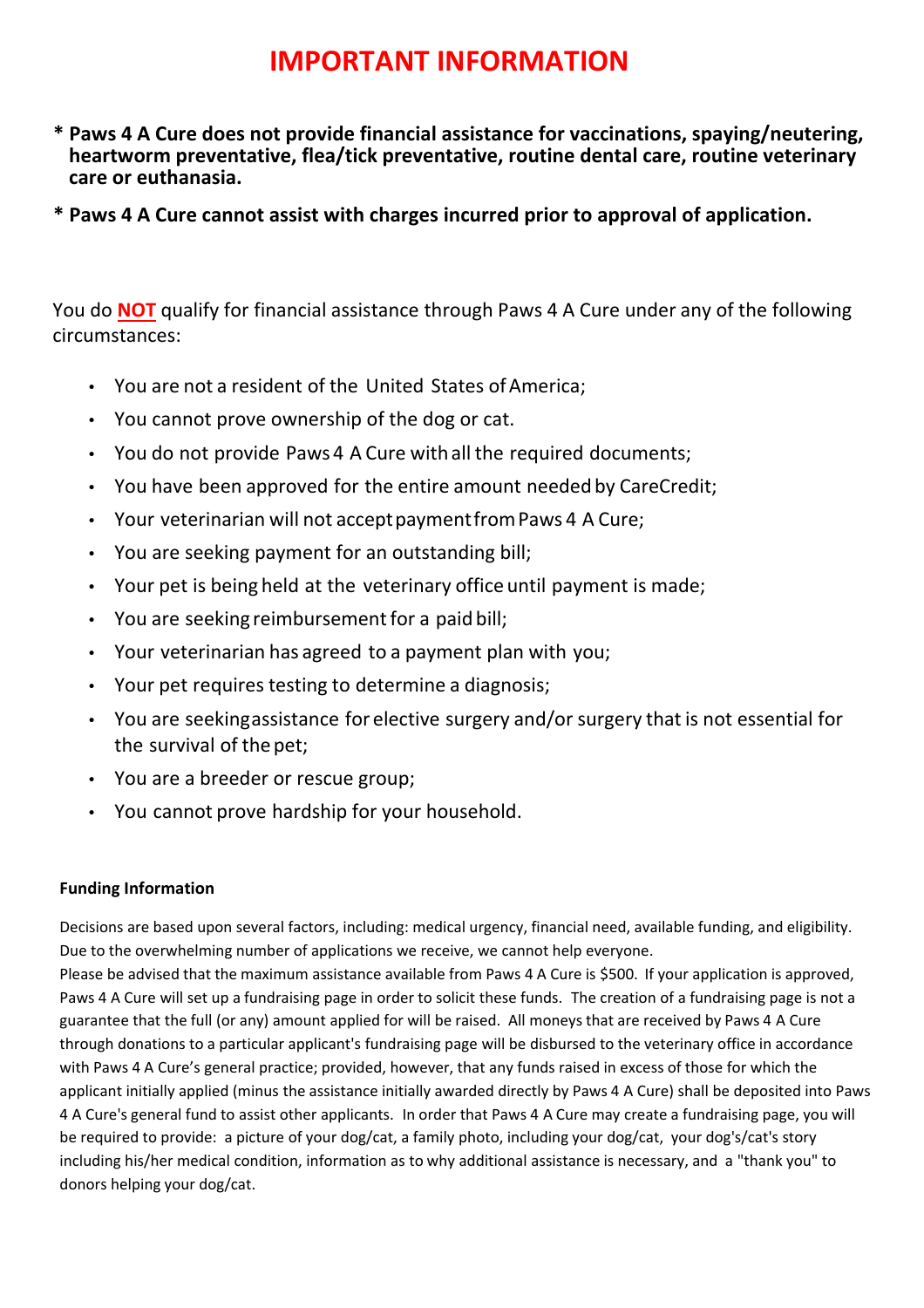# IMPORTANT INFORMATION

**\* Paws 4 A Cure does not provide financial assistance for vaccinations, spaying/neutering, heartworm preventative, flea/tick preventative, routine dental care, routine veterinary care or euthanasia.**

**\* Paws 4 A Cure cannot assist with charges incurred prior to approval of application.**

You do **NOT** qualify for financial assistance through Paws 4 A Cure under any of the following circumstances:

- You are not a resident of the United States of America;
- You cannot prove ownership of the dog or cat.
- You do not provide Paws 4 A Cure with all the required documents;
- You have been approved for the entire amount needed by CareCredit;
- Your veterinarian will not accept payment from Paws 4 A Cure;
- You are seeking payment for an outstanding bill;
- Your pet is being held at the veterinary office until payment is made;
- You are seeking reimbursement for a paid bill;
- Your veterinarian has agreed to a payment plan with you;
- Your pet requires testing to determine a diagnosis;
- You are seeking assistance for elective surgery and/or surgery that is not essential for the survival of the pet;
- You are a breeder or rescue group;
- You cannot prove hardship for your household.

**Funding Information**

Decisions are based upon several factors, including: medical urgency, financial need, available funding, and eligibility. Due to the overwhelming number of applications we receive, we cannot help everyone.
Please be advised that the maximum assistance available from Paws 4 A Cure is $500. If your application is approved, Paws 4 A Cure will set up a fundraising page in order to solicit these funds. The creation of a fundraising page is not a guarantee that the full (or any) amount applied for will be raised. All moneys that are received by Paws 4 A Cure through donations to a particular applicant's fundraising page will be disbursed to the veterinary office in accordance with Paws 4 A Cure's general practice; provided, however, that any funds raised in excess of those for which the applicant initially applied (minus the assistance initially awarded directly by Paws 4 A Cure) shall be deposited into Paws 4 A Cure's general fund to assist other applicants. In order that Paws 4 A Cure may create a fundraising page, you will be required to provide: a picture of your dog/cat, a family photo, including your dog/cat, your dog's/cat's story including his/her medical condition, information as to why additional assistance is necessary, and a "thank you" to donors helping your dog/cat.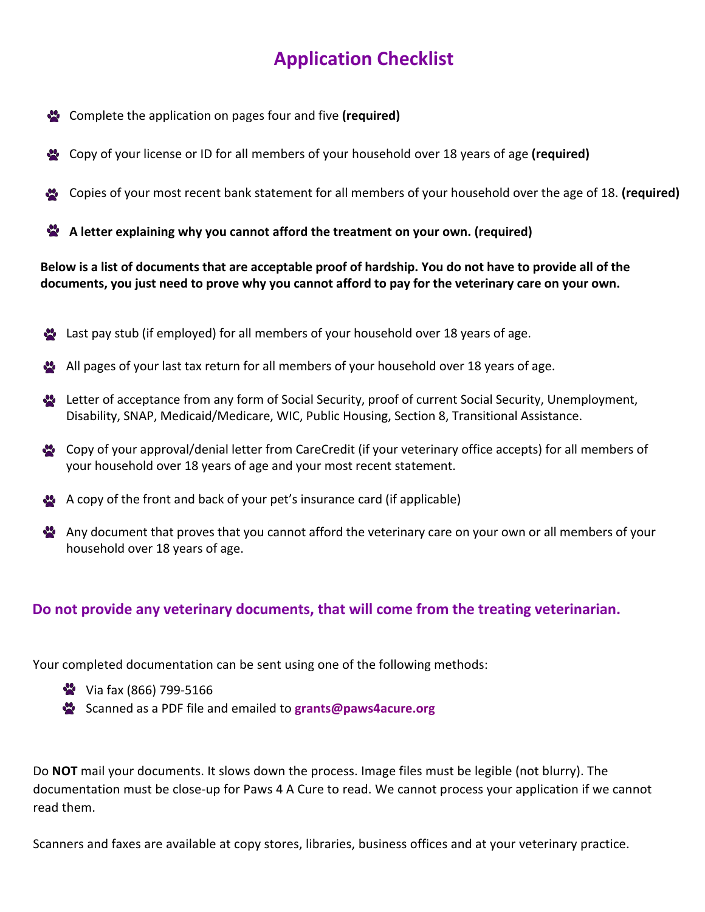# Application Checklist

- Complete the application on pages four and five **(required)**
- Copy of your license or ID for all members of your household over 18 years of age **(required)**
- Copies of your most recent bank statement for all members of your household over the age of 18. **(required)**
- **A letter explaining why you cannot afford the treatment on your own. (required)**

**Below is a list of documents that are acceptable proof of hardship. You do not have to provide all of the documents, you just need to prove why you cannot afford to pay for the veterinary care on your own.**

- Last pay stub (if employed) for all members of your household over 18 years of age.
- All pages of your last tax return for all members of your household over 18 years of age.
- Letter of acceptance from any form of Social Security, proof of current Social Security, Unemployment, Disability, SNAP, Medicaid/Medicare, WIC, Public Housing, Section 8, Transitional Assistance.
- Copy of your approval/denial letter from CareCredit (if your veterinary office accepts) for all members of your household over 18 years of age and your most recent statement.
- A copy of the front and back of your pet's insurance card (if applicable)
- Any document that proves that you cannot afford the veterinary care on your own or all members of your household over 18 years of age.

## Do not provide any veterinary documents, that will come from the treating veterinarian.

Your completed documentation can be sent using one of the following methods:

- Via fax (866) 799-5166
- Scanned as a PDF file and emailed to **grants@paws4acure.org**

Do **NOT** mail your documents. It slows down the process. Image files must be legible (not blurry). The documentation must be close-up for Paws 4 A Cure to read. We cannot process your application if we cannot read them.

Scanners and faxes are available at copy stores, libraries, business offices and at your veterinary practice.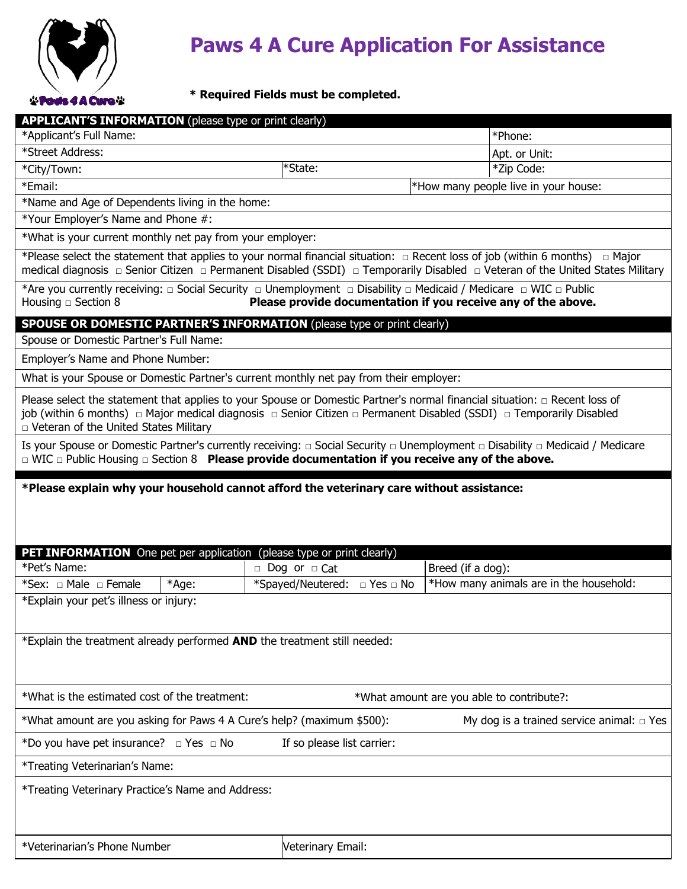# Paws 4 A Cure Application For Assistance

**\* Required Fields must be completed.**

| **APPLICANT'S INFORMATION** (please type or print clearly) | | |
|---|---|---|
| *Applicant's Full Name: | | *Phone: |
| *Street Address: | | Apt. or Unit: |
| *City/Town: | *State: | *Zip Code: |
| *Email: | | *How many people live in your house: |

*Name and Age of Dependents living in the home:

*Your Employer's Name and Phone #:

*What is your current monthly net pay from your employer:

*Please select the statement that applies to your normal financial situation: □ Recent loss of job (within 6 months) □ Major medical diagnosis □ Senior Citizen □ Permanent Disabled (SSDI) □ Temporarily Disabled □ Veteran of the United States Military

*Are you currently receiving: □ Social Security □ Unemployment □ Disability □ Medicaid / Medicare □ WIC □ Public Housing □ Section 8 **Please provide documentation if you receive any of the above.**

**SPOUSE OR DOMESTIC PARTNER'S INFORMATION** (please type or print clearly)

Spouse or Domestic Partner's Full Name:

Employer's Name and Phone Number:

What is your Spouse or Domestic Partner's current monthly net pay from their employer:

Please select the statement that applies to your Spouse or Domestic Partner's normal financial situation: □ Recent loss of job (within 6 months) □ Major medical diagnosis □ Senior Citizen □ Permanent Disabled (SSDI) □ Temporarily Disabled □ Veteran of the United States Military

Is your Spouse or Domestic Partner's currently receiving: □ Social Security □ Unemployment □ Disability □ Medicaid / Medicare □ WIC □ Public Housing □ Section 8 **Please provide documentation if you receive any of the above.**

**\*Please explain why your household cannot afford the veterinary care without assistance:**

**PET INFORMATION** One pet per application (please type or print clearly)

| *Pet's Name: | | □ Dog or □ Cat | Breed (if a dog): |
|---|---|---|---|
| *Sex: □ Male □ Female | *Age: | *Spayed/Neutered: □ Yes □ No | *How many animals are in the household: |

*Explain your pet's illness or injury:

*Explain the treatment already performed **AND** the treatment still needed:

*What is the estimated cost of the treatment: *What amount are you able to contribute?:

*What amount are you asking for Paws 4 A Cure's help? (maximum $500): My dog is a trained service animal: □ Yes

*Do you have pet insurance? □ Yes □ No If so please list carrier:

*Treating Veterinarian's Name:

*Treating Veterinary Practice's Name and Address:

*Veterinarian's Phone Number Veterinary Email: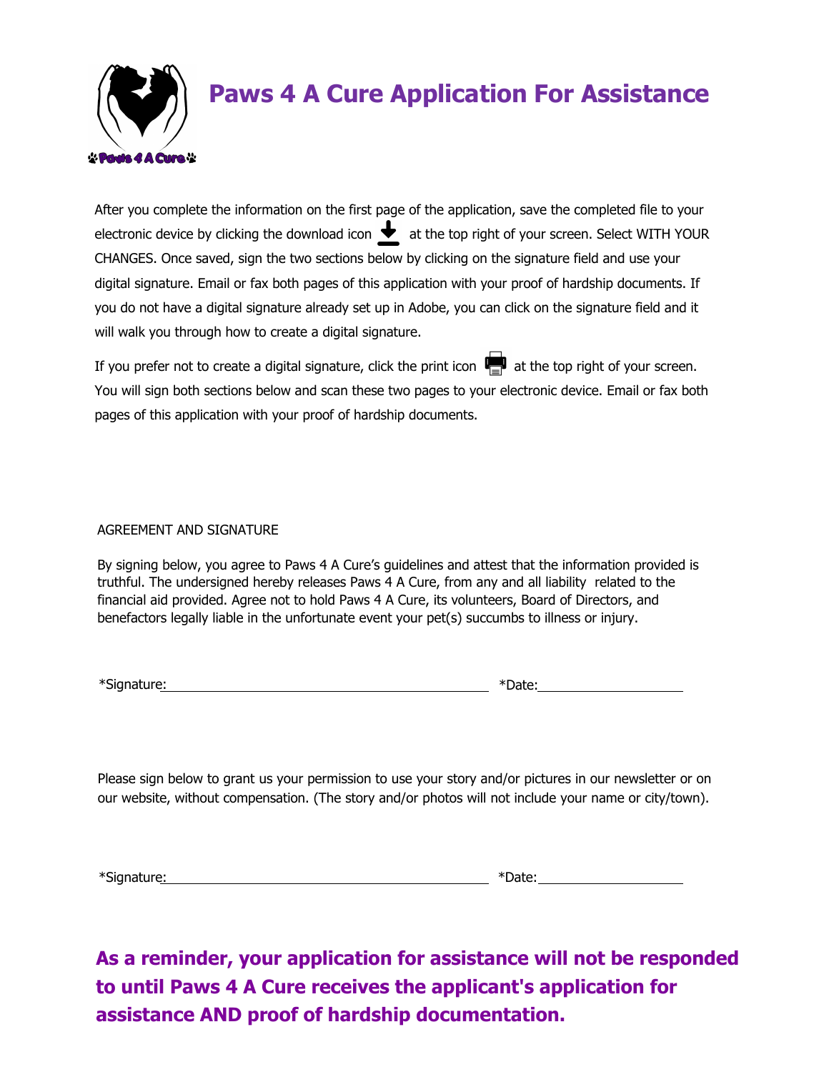# Paws 4 A Cure Application For Assistance

After you complete the information on the first page of the application, save the completed file to your electronic device by clicking the download icon at the top right of your screen. Select WITH YOUR CHANGES. Once saved, sign the two sections below by clicking on the signature field and use your digital signature. Email or fax both pages of this application with your proof of hardship documents. If you do not have a digital signature already set up in Adobe, you can click on the signature field and it will walk you through how to create a digital signature.

If you prefer not to create a digital signature, click the print icon at the top right of your screen. You will sign both sections below and scan these two pages to your electronic device. Email or fax both pages of this application with your proof of hardship documents.

AGREEMENT AND SIGNATURE

By signing below, you agree to Paws 4 A Cure's guidelines and attest that the information provided is truthful. The undersigned hereby releases Paws 4 A Cure, from any and all liability related to the financial aid provided. Agree not to hold Paws 4 A Cure, its volunteers, Board of Directors, and benefactors legally liable in the unfortunate event your pet(s) succumbs to illness or injury.

*Signature:\_\_\_\_\_\_\_\_\_\_\_\_\_\_\_\_\_\_\_\_\_\_\_\_\_\_\_\_\_\_\_\_\_\_\_\_\_\_\_\_ *Date:\_\_\_\_\_\_\_\_\_\_\_\_\_\_\_\_\_\_

Please sign below to grant us your permission to use your story and/or pictures in our newsletter or on our website, without compensation. (The story and/or photos will not include your name or city/town).

*Signature:\_\_\_\_\_\_\_\_\_\_\_\_\_\_\_\_\_\_\_\_\_\_\_\_\_\_\_\_\_\_\_\_\_\_\_\_\_\_\_\_ *Date:\_\_\_\_\_\_\_\_\_\_\_\_\_\_\_\_\_\_

**As a reminder, your application for assistance will not be responded to until Paws 4 A Cure receives the applicant's application for assistance AND proof of hardship documentation.**